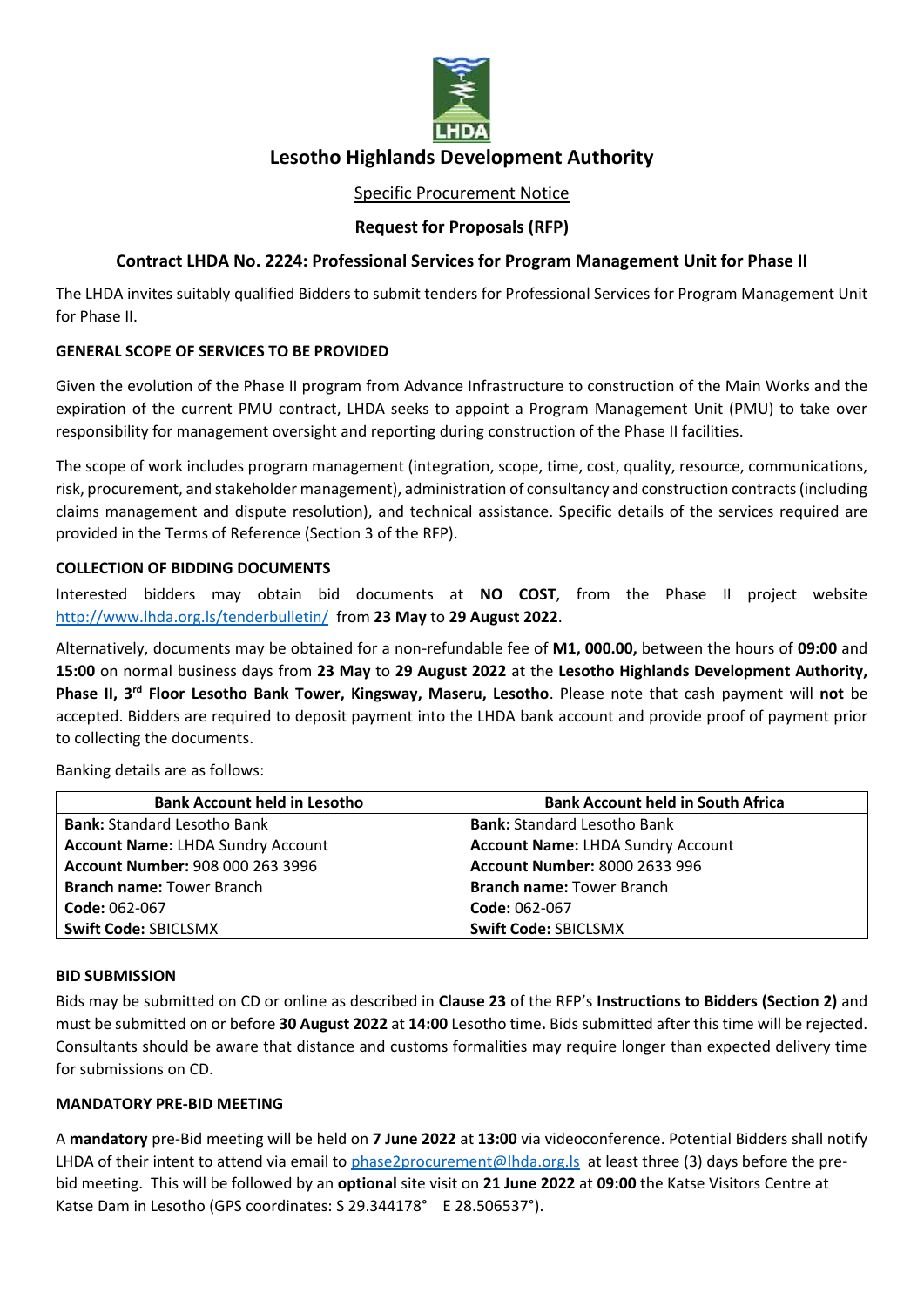# Lesotho Highlands Development Authority

Specific Procurement Notice

**Request for Proposals (RFP)**

## Contract LHDA No. 2224: Professional Services for Program Management Unit for Phase II

The LHDA invites suitably qualified Bidders to submit tenders for Professional Services for Program Management Unit for Phase II.

**GENERAL SCOPE OF SERVICES TO BE PROVIDED**

Given the evolution of the Phase II program from Advance Infrastructure to construction of the Main Works and the expiration of the current PMU contract, LHDA seeks to appoint a Program Management Unit (PMU) to take over responsibility for management oversight and reporting during construction of the Phase II facilities.

The scope of work includes program management (integration, scope, time, cost, quality, resource, communications, risk, procurement, and stakeholder management), administration of consultancy and construction contracts (including claims management and dispute resolution), and technical assistance. Specific details of the services required are provided in the Terms of Reference (Section 3 of the RFP).

**COLLECTION OF BIDDING DOCUMENTS**

Interested bidders may obtain bid documents at **NO COST**, from the Phase II project website http://www.lhda.org.ls/tenderbulletin/ from **23 May** to **29 August 2022**.

Alternatively, documents may be obtained for a non-refundable fee of **M1, 000.00,** between the hours of **09:00** and **15:00** on normal business days from **23 May** to **29 August 2022** at the **Lesotho Highlands Development Authority, Phase II, 3rd Floor Lesotho Bank Tower, Kingsway, Maseru, Lesotho**. Please note that cash payment will **not** be accepted. Bidders are required to deposit payment into the LHDA bank account and provide proof of payment prior to collecting the documents.

Banking details are as follows:

| Bank Account held in Lesotho | Bank Account held in South Africa |
|---|---|
| **Bank:** Standard Lesotho Bank | **Bank:** Standard Lesotho Bank |
| **Account Name:** LHDA Sundry Account | **Account Name:** LHDA Sundry Account |
| **Account Number:** 908 000 263 3996 | **Account Number:** 8000 2633 996 |
| **Branch name:** Tower Branch | **Branch name:** Tower Branch |
| **Code:** 062-067 | **Code:** 062-067 |
| **Swift Code:** SBICLSMX | **Swift Code:** SBICLSMX |

**BID SUBMISSION**

Bids may be submitted on CD or online as described in **Clause 23** of the RFP's **Instructions to Bidders (Section 2)** and must be submitted on or before **30 August 2022** at **14:00** Lesotho time**.** Bids submitted after this time will be rejected. Consultants should be aware that distance and customs formalities may require longer than expected delivery time for submissions on CD.

**MANDATORY PRE-BID MEETING**

A **mandatory** pre-Bid meeting will be held on **7 June 2022** at **13:00** via videoconference. Potential Bidders shall notify LHDA of their intent to attend via email to phase2procurement@lhda.org.ls at least three (3) days before the pre-bid meeting. This will be followed by an **optional** site visit on **21 June 2022** at **09:00** the Katse Visitors Centre at Katse Dam in Lesotho (GPS coordinates: S 29.344178° E 28.506537°).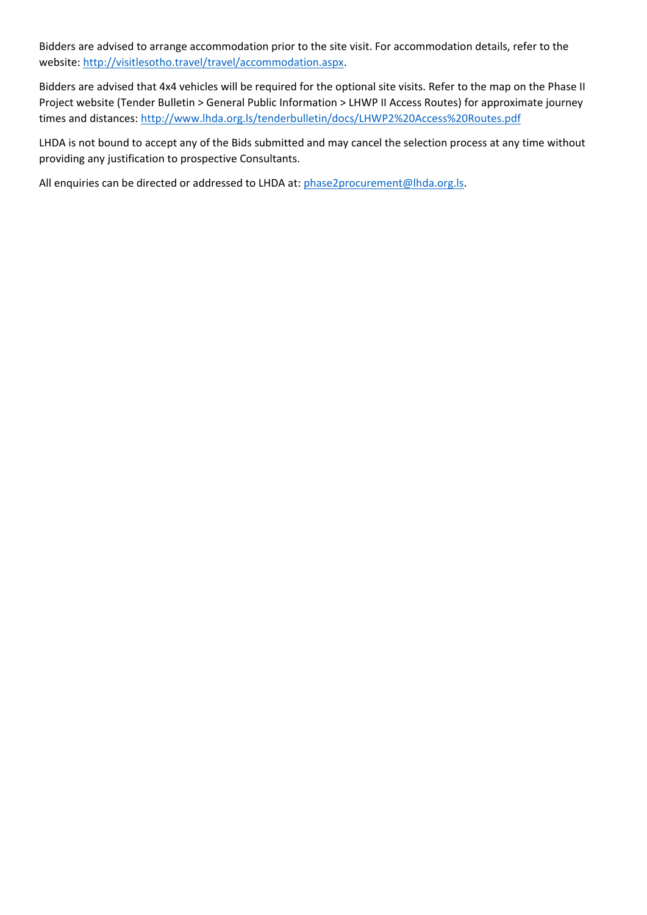Bidders are advised to arrange accommodation prior to the site visit. For accommodation details, refer to the website: http://visitlesotho.travel/travel/accommodation.aspx.

Bidders are advised that 4x4 vehicles will be required for the optional site visits. Refer to the map on the Phase II Project website (Tender Bulletin > General Public Information > LHWP II Access Routes) for approximate journey times and distances: http://www.lhda.org.ls/tenderbulletin/docs/LHWP2%20Access%20Routes.pdf

LHDA is not bound to accept any of the Bids submitted and may cancel the selection process at any time without providing any justification to prospective Consultants.

All enquiries can be directed or addressed to LHDA at: phase2procurement@lhda.org.ls.